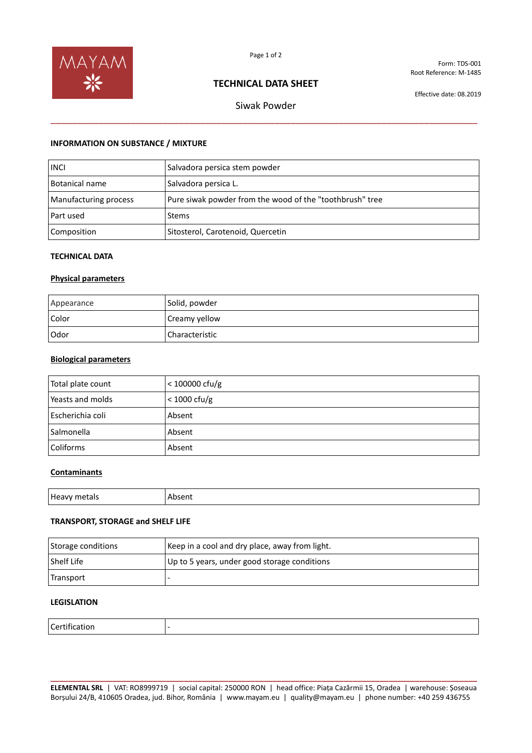Form: TDS-001
Root Reference: M-1485

# TECHNICAL DATA SHEET

Effective date: 08.2019

Siwak Powder

## INFORMATION ON SUBSTANCE / MIXTURE

| | |
|---|---|
| INCI | Salvadora persica stem powder |
| Botanical name | Salvadora persica L. |
| Manufacturing process | Pure siwak powder from the wood of the "toothbrush" tree |
| Part used | Stems |
| Composition | Sitosterol, Carotenoid, Quercetin |

## TECHNICAL DATA

### Physical parameters

| | |
|---|---|
| Appearance | Solid, powder |
| Color | Creamy yellow |
| Odor | Characteristic |

### Biological parameters

| | |
|---|---|
| Total plate count | < 100000 cfu/g |
| Yeasts and molds | < 1000 cfu/g |
| Escherichia coli | Absent |
| Salmonella | Absent |
| Coliforms | Absent |

### Contaminants

| | |
|---|---|
| Heavy metals | Absent |

## TRANSPORT, STORAGE and SHELF LIFE

| | |
|---|---|
| Storage conditions | Keep in a cool and dry place, away from light. |
| Shelf Life | Up to 5 years, under good storage conditions |
| Transport | - |

## LEGISLATION

| | |
|---|---|
| Certification | - |

**ELEMENTAL SRL** | VAT: RO8999719 | social capital: 250000 RON | head office: Piața Cazărmii 15, Oradea | warehouse: Șoseaua Borșului 24/B, 410605 Oradea, jud. Bihor, România | www.mayam.eu | quality@mayam.eu | phone number: +40 259 436755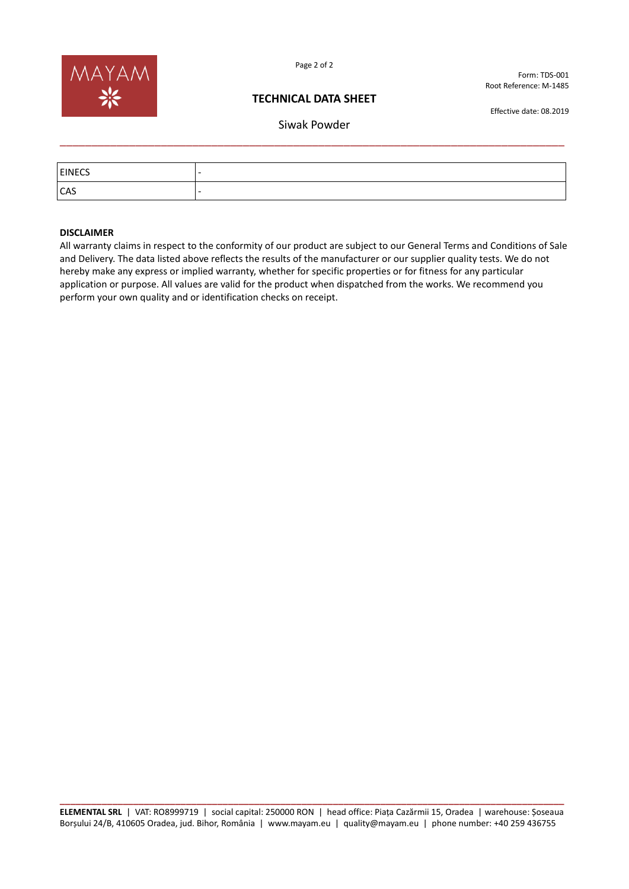| | |
|---|---|
| EINECS | - |
| CAS | - |

**DISCLAIMER**

All warranty claims in respect to the conformity of our product are subject to our General Terms and Conditions of Sale and Delivery. The data listed above reflects the results of the manufacturer or our supplier quality tests. We do not hereby make any express or implied warranty, whether for specific properties or for fitness for any particular application or purpose. All values are valid for the product when dispatched from the works. We recommend you perform your own quality and or identification checks on receipt.